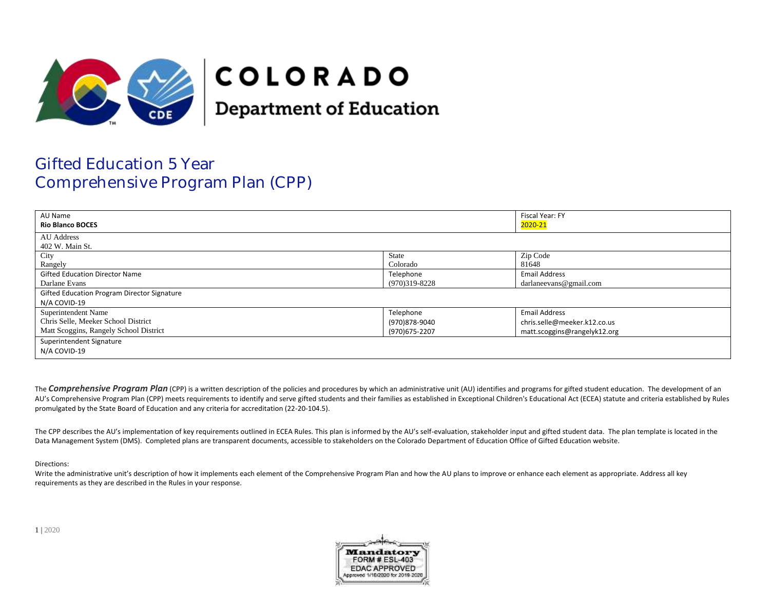COLORADO
Department of Education

# Gifted Education 5 Year Comprehensive Program Plan (CPP)

| AU Name<br>**Rio Blanco BOCES** | | Fiscal Year: FY<br>2020-21 |
|---|---|---|
| AU Address<br>402 W. Main St. | | |
| City<br>Rangely | State<br>Colorado | Zip Code<br>81648 |
| Gifted Education Director Name<br>Darlane Evans | Telephone<br>(970)319-8228 | Email Address<br>darlaneevans@gmail.com |
| Gifted Education Program Director Signature<br>N/A COVID-19 | | |
| Superintendent Name<br>Chris Selle, Meeker School District<br>Matt Scoggins, Rangely School District | Telephone<br>(970)878-9040<br>(970)675-2207 | Email Address<br>chris.selle@meeker.k12.co.us<br>matt.scoggins@rangelyk12.org |
| Superintendent Signature<br>N/A COVID-19 | | |

The ***Comprehensive Program Plan*** (CPP) is a written description of the policies and procedures by which an administrative unit (AU) identifies and programs for gifted student education. The development of an AU's Comprehensive Program Plan (CPP) meets requirements to identify and serve gifted students and their families as established in Exceptional Children's Educational Act (ECEA) statute and criteria established by Rules promulgated by the State Board of Education and any criteria for accreditation (22-20-104.5).

The CPP describes the AU's implementation of key requirements outlined in ECEA Rules. This plan is informed by the AU's self-evaluation, stakeholder input and gifted student data. The plan template is located in the Data Management System (DMS). Completed plans are transparent documents, accessible to stakeholders on the Colorado Department of Education Office of Gifted Education website.

Directions:
Write the administrative unit's description of how it implements each element of the Comprehensive Program Plan and how the AU plans to improve or enhance each element as appropriate. Address all key requirements as they are described in the Rules in your response.

Mandatory
FORM # ESL-403
EDAC APPROVED
Approved 1/10/2020 for 2019-2020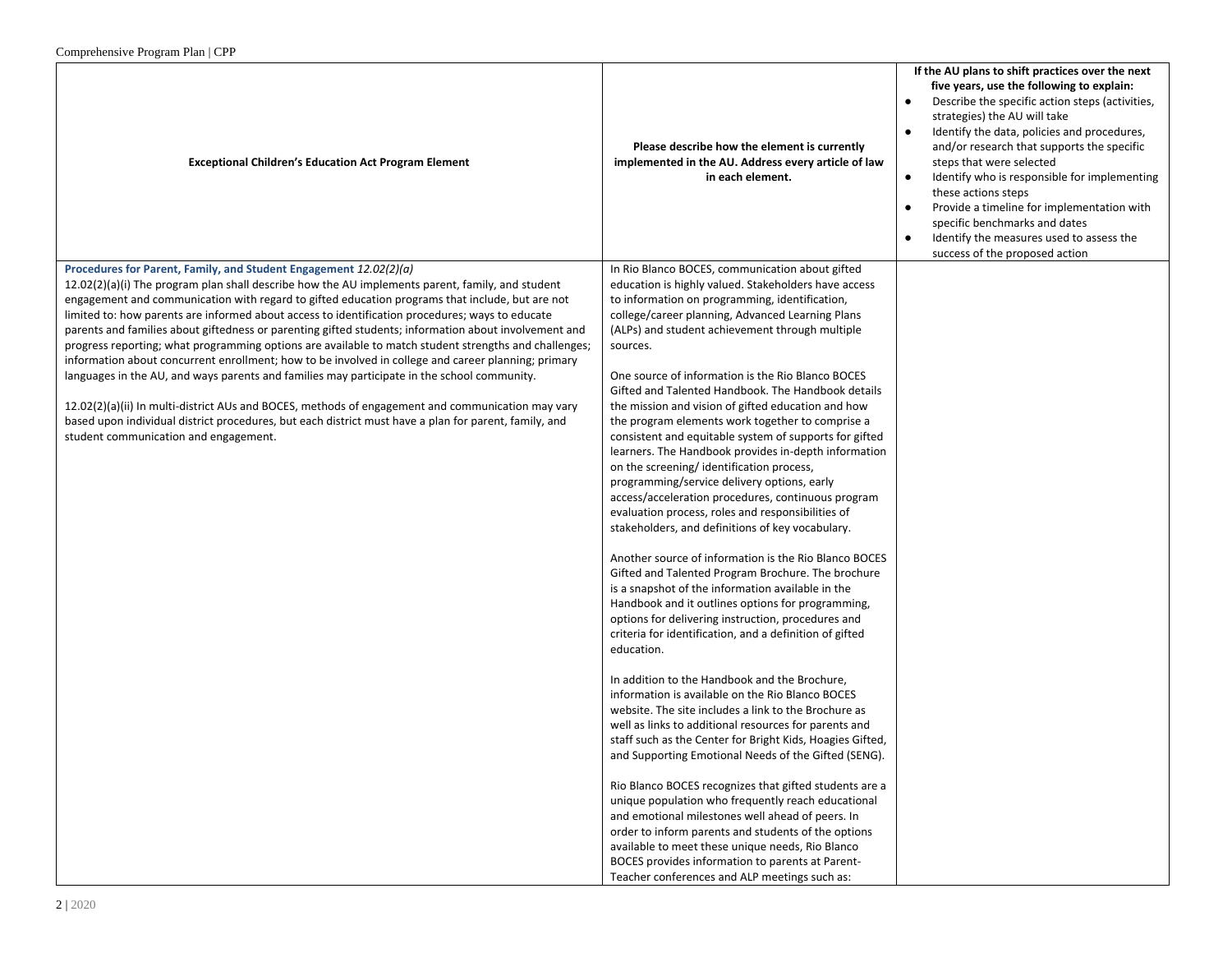| Exceptional Children's Education Act Program Element | Please describe how the element is currently implemented in the AU. Address every article of law in each element. | If the AU plans to shift practices over the next five years, use the following to explain: <br>● Describe the specific action steps (activities, strategies) the AU will take <br>● Identify the data, policies and procedures, and/or research that supports the specific steps that were selected <br>● Identify who is responsible for implementing these actions steps <br>● Provide a timeline for implementation with specific benchmarks and dates <br>● Identify the measures used to assess the success of the proposed action |
|---|---|---|
| **Procedures for Parent, Family, and Student Engagement** *12.02(2)(a)* <br>12.02(2)(a)(i) The program plan shall describe how the AU implements parent, family, and student engagement and communication with regard to gifted education programs that include, but are not limited to: how parents are informed about access to identification procedures; ways to educate parents and families about giftedness or parenting gifted students; information about involvement and progress reporting; what programming options are available to match student strengths and challenges; information about concurrent enrollment; how to be involved in college and career planning; primary languages in the AU, and ways parents and families may participate in the school community. <br><br>12.02(2)(a)(ii) In multi-district AUs and BOCES, methods of engagement and communication may vary based upon individual district procedures, but each district must have a plan for parent, family, and student communication and engagement. | In Rio Blanco BOCES, communication about gifted education is highly valued. Stakeholders have access to information on programming, identification, college/career planning, Advanced Learning Plans (ALPs) and student achievement through multiple sources. <br><br>One source of information is the Rio Blanco BOCES Gifted and Talented Handbook. The Handbook details the mission and vision of gifted education and how the program elements work together to comprise a consistent and equitable system of supports for gifted learners. The Handbook provides in-depth information on the screening/ identification process, programming/service delivery options, early access/acceleration procedures, continuous program evaluation process, roles and responsibilities of stakeholders, and definitions of key vocabulary. <br><br>Another source of information is the Rio Blanco BOCES Gifted and Talented Program Brochure. The brochure is a snapshot of the information available in the Handbook and it outlines options for programming, options for delivering instruction, procedures and criteria for identification, and a definition of gifted education. <br><br>In addition to the Handbook and the Brochure, information is available on the Rio Blanco BOCES website. The site includes a link to the Brochure as well as links to additional resources for parents and staff such as the Center for Bright Kids, Hoagies Gifted, and Supporting Emotional Needs of the Gifted (SENG). <br><br>Rio Blanco BOCES recognizes that gifted students are a unique population who frequently reach educational and emotional milestones well ahead of peers. In order to inform parents and students of the options available to meet these unique needs, Rio Blanco BOCES provides information to parents at Parent-Teacher conferences and ALP meetings such as: | |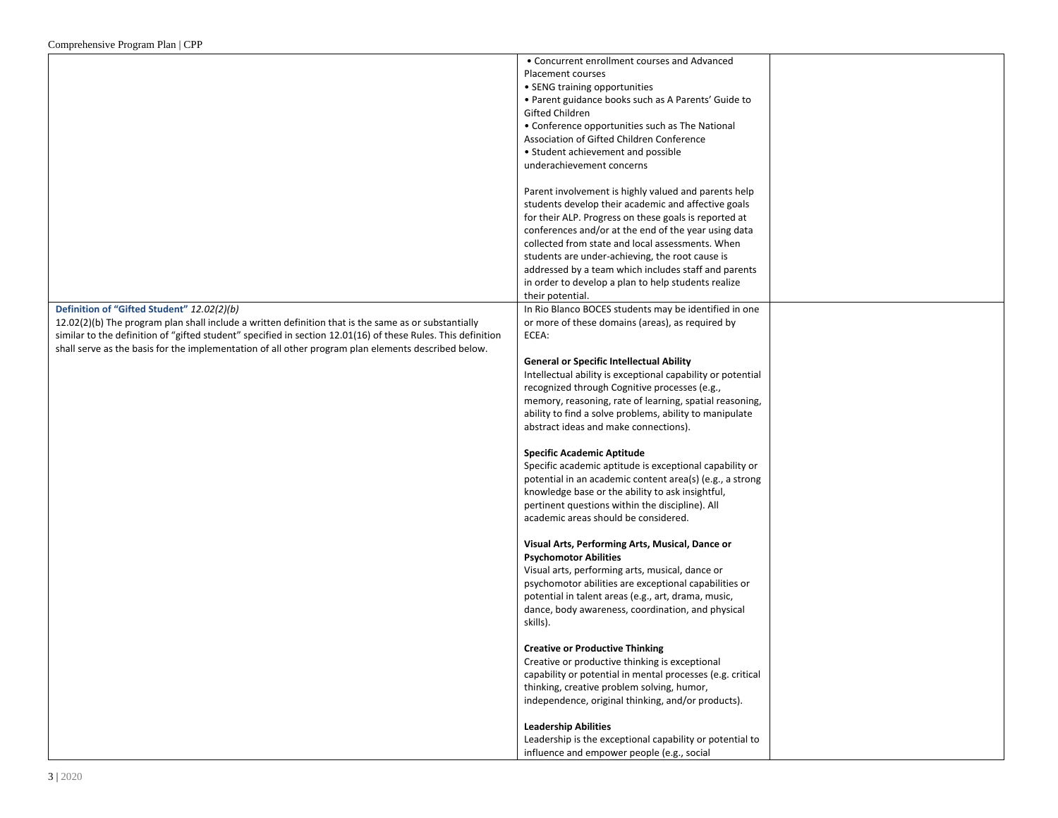| | | |
|---|---|---|
| | • Concurrent enrollment courses and Advanced Placement courses<br>• SENG training opportunities<br>• Parent guidance books such as A Parents' Guide to Gifted Children<br>• Conference opportunities such as The National Association of Gifted Children Conference<br>• Student achievement and possible underachievement concerns<br><br>Parent involvement is highly valued and parents help students develop their academic and affective goals for their ALP. Progress on these goals is reported at conferences and/or at the end of the year using data collected from state and local assessments. When students are under-achieving, the root cause is addressed by a team which includes staff and parents in order to develop a plan to help students realize their potential. | |
| **Definition of "Gifted Student"** *12.02(2)(b)*<br>12.02(2)(b) The program plan shall include a written definition that is the same as or substantially similar to the definition of "gifted student" specified in section 12.01(16) of these Rules. This definition shall serve as the basis for the implementation of all other program plan elements described below. | In Rio Blanco BOCES students may be identified in one or more of these domains (areas), as required by ECEA:<br><br>**General or Specific Intellectual Ability**<br>Intellectual ability is exceptional capability or potential recognized through Cognitive processes (e.g., memory, reasoning, rate of learning, spatial reasoning, ability to find a solve problems, ability to manipulate abstract ideas and make connections).<br><br>**Specific Academic Aptitude**<br>Specific academic aptitude is exceptional capability or potential in an academic content area(s) (e.g., a strong knowledge base or the ability to ask insightful, pertinent questions within the discipline). All academic areas should be considered.<br><br>**Visual Arts, Performing Arts, Musical, Dance or Psychomotor Abilities**<br>Visual arts, performing arts, musical, dance or psychomotor abilities are exceptional capabilities or potential in talent areas (e.g., art, drama, music, dance, body awareness, coordination, and physical skills).<br><br>**Creative or Productive Thinking**<br>Creative or productive thinking is exceptional capability or potential in mental processes (e.g. critical thinking, creative problem solving, humor, independence, original thinking, and/or products).<br><br>**Leadership Abilities**<br>Leadership is the exceptional capability or potential to influence and empower people (e.g., social | |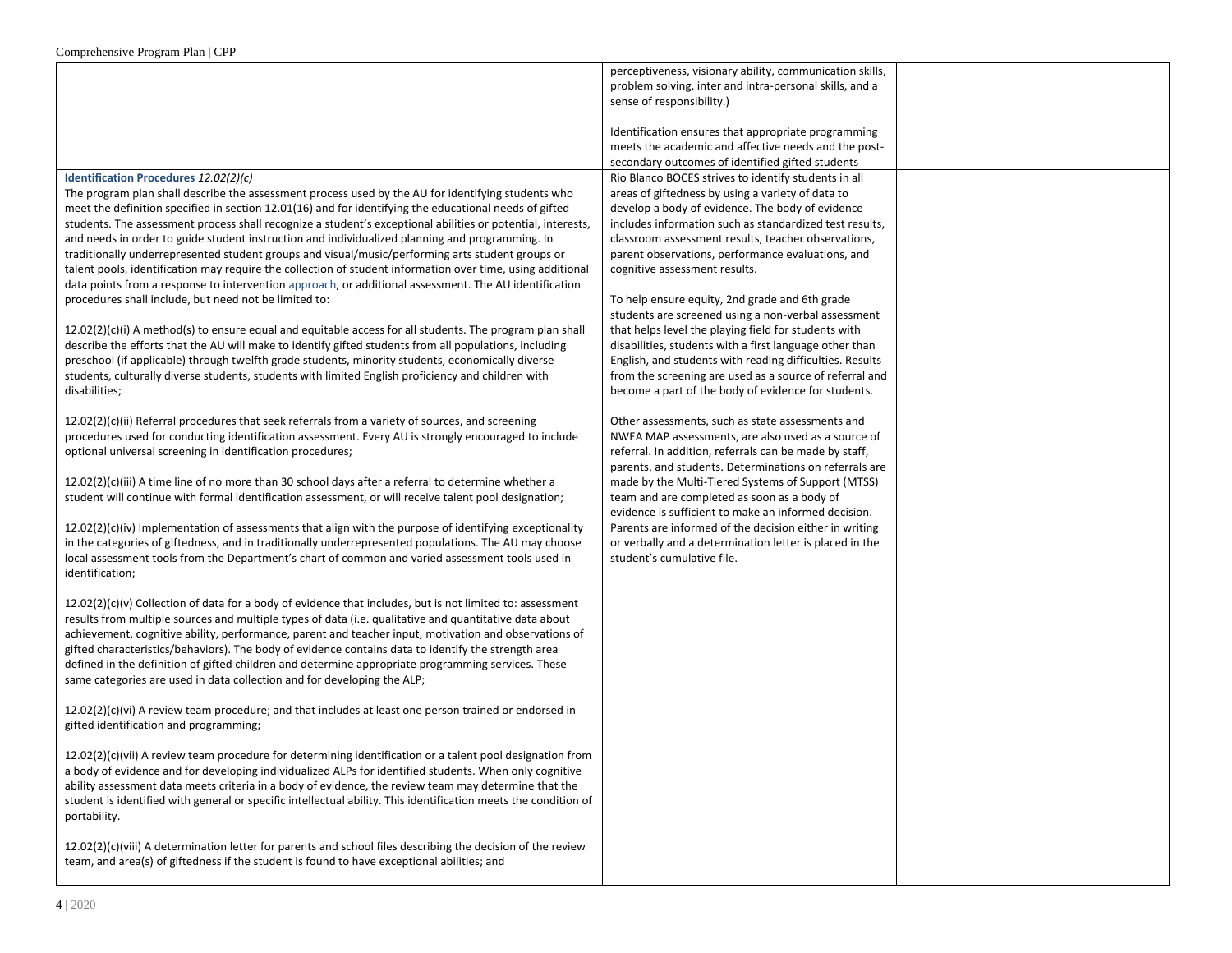| | | |
|---|---|---|
| | perceptiveness, visionary ability, communication skills, problem solving, inter and intra-personal skills, and a sense of responsibility.)<br><br>Identification ensures that appropriate programming meets the academic and affective needs and the post-secondary outcomes of identified gifted students | |
| **Identification Procedures** *12.02(2)(c)*<br>The program plan shall describe the assessment process used by the AU for identifying students who meet the definition specified in section 12.01(16) and for identifying the educational needs of gifted students. The assessment process shall recognize a student's exceptional abilities or potential, interests, and needs in order to guide student instruction and individualized planning and programming. In traditionally underrepresented student groups and visual/music/performing arts student groups or talent pools, identification may require the collection of student information over time, using additional data points from a response to intervention approach, or additional assessment. The AU identification procedures shall include, but need not be limited to:<br><br>12.02(2)(c)(i) A method(s) to ensure equal and equitable access for all students. The program plan shall describe the efforts that the AU will make to identify gifted students from all populations, including preschool (if applicable) through twelfth grade students, minority students, economically diverse students, culturally diverse students, students with limited English proficiency and children with disabilities;<br><br>12.02(2)(c)(ii) Referral procedures that seek referrals from a variety of sources, and screening procedures used for conducting identification assessment. Every AU is strongly encouraged to include optional universal screening in identification procedures;<br><br>12.02(2)(c)(iii) A time line of no more than 30 school days after a referral to determine whether a student will continue with formal identification assessment, or will receive talent pool designation;<br><br>12.02(2)(c)(iv) Implementation of assessments that align with the purpose of identifying exceptionality in the categories of giftedness, and in traditionally underrepresented populations. The AU may choose local assessment tools from the Department's chart of common and varied assessment tools used in identification;<br><br>12.02(2)(c)(v) Collection of data for a body of evidence that includes, but is not limited to: assessment results from multiple sources and multiple types of data (i.e. qualitative and quantitative data about achievement, cognitive ability, performance, parent and teacher input, motivation and observations of gifted characteristics/behaviors). The body of evidence contains data to identify the strength area defined in the definition of gifted children and determine appropriate programming services. These same categories are used in data collection and for developing the ALP;<br><br>12.02(2)(c)(vi) A review team procedure; and that includes at least one person trained or endorsed in gifted identification and programming;<br><br>12.02(2)(c)(vii) A review team procedure for determining identification or a talent pool designation from a body of evidence and for developing individualized ALPs for identified students. When only cognitive ability assessment data meets criteria in a body of evidence, the review team may determine that the student is identified with general or specific intellectual ability. This identification meets the condition of portability.<br><br>12.02(2)(c)(viii) A determination letter for parents and school files describing the decision of the review team, and area(s) of giftedness if the student is found to have exceptional abilities; and | Rio Blanco BOCES strives to identify students in all areas of giftedness by using a variety of data to develop a body of evidence. The body of evidence includes information such as standardized test results, classroom assessment results, teacher observations, parent observations, performance evaluations, and cognitive assessment results.<br><br>To help ensure equity, 2nd grade and 6th grade students are screened using a non-verbal assessment that helps level the playing field for students with disabilities, students with a first language other than English, and students with reading difficulties. Results from the screening are used as a source of referral and become a part of the body of evidence for students.<br><br>Other assessments, such as state assessments and NWEA MAP assessments, are also used as a source of referral. In addition, referrals can be made by staff, parents, and students. Determinations on referrals are made by the Multi-Tiered Systems of Support (MTSS) team and are completed as soon as a body of evidence is sufficient to make an informed decision. Parents are informed of the decision either in writing or verbally and a determination letter is placed in the student's cumulative file. | |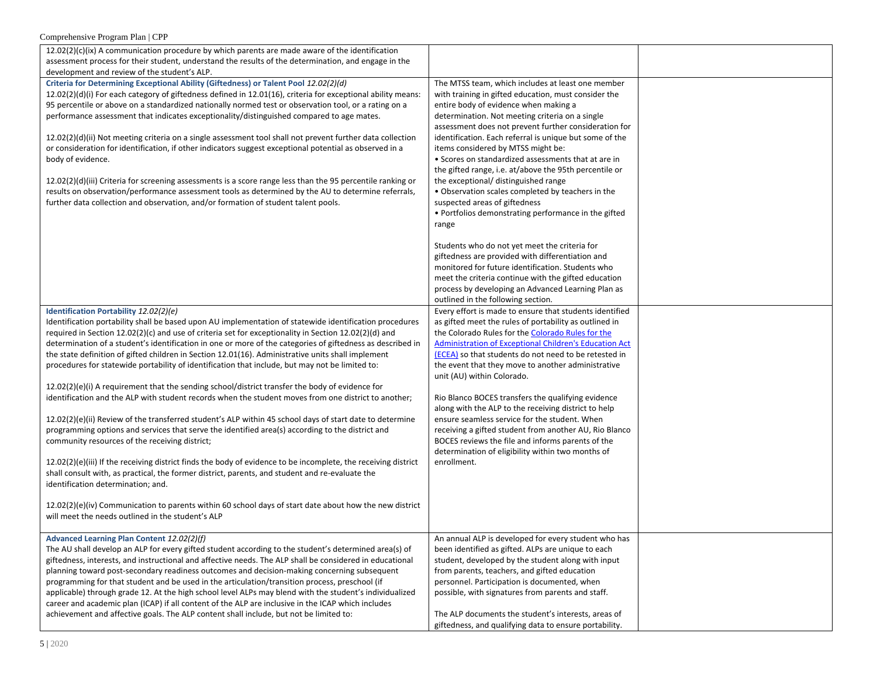| | | |
|---|---|---|
| 12.02(2)(c)(ix) A communication procedure by which parents are made aware of the identification assessment process for their student, understand the results of the determination, and engage in the development and review of the student's ALP. | | |
| **Criteria for Determining Exceptional Ability (Giftedness) or Talent Pool** *12.02(2)(d)*<br>12.02(2)(d)(i) For each category of giftedness defined in 12.01(16), criteria for exceptional ability means: 95 percentile or above on a standardized nationally normed test or observation tool, or a rating on a performance assessment that indicates exceptionality/distinguished compared to age mates.<br><br>12.02(2)(d)(ii) Not meeting criteria on a single assessment tool shall not prevent further data collection or consideration for identification, if other indicators suggest exceptional potential as observed in a body of evidence.<br><br>12.02(2)(d)(iii) Criteria for screening assessments is a score range less than the 95 percentile ranking or results on observation/performance assessment tools as determined by the AU to determine referrals, further data collection and observation, and/or formation of student talent pools. | The MTSS team, which includes at least one member with training in gifted education, must consider the entire body of evidence when making a determination. Not meeting criteria on a single assessment does not prevent further consideration for identification. Each referral is unique but some of the items considered by MTSS might be:<br>• Scores on standardized assessments that at are in the gifted range, i.e. at/above the 95th percentile or the exceptional/ distinguished range<br>• Observation scales completed by teachers in the suspected areas of giftedness<br>• Portfolios demonstrating performance in the gifted range<br><br>Students who do not yet meet the criteria for giftedness are provided with differentiation and monitored for future identification. Students who meet the criteria continue with the gifted education process by developing an Advanced Learning Plan as outlined in the following section. | |
| **Identification Portability** *12.02(2)(e)*<br>Identification portability shall be based upon AU implementation of statewide identification procedures required in Section 12.02(2)(c) and use of criteria set for exceptionality in Section 12.02(2)(d) and determination of a student's identification in one or more of the categories of giftedness as described in the state definition of gifted children in Section 12.01(16). Administrative units shall implement procedures for statewide portability of identification that include, but may not be limited to:<br><br>12.02(2)(e)(i) A requirement that the sending school/district transfer the body of evidence for identification and the ALP with student records when the student moves from one district to another;<br><br>12.02(2)(e)(ii) Review of the transferred student's ALP within 45 school days of start date to determine programming options and services that serve the identified area(s) according to the district and community resources of the receiving district;<br><br>12.02(2)(e)(iii) If the receiving district finds the body of evidence to be incomplete, the receiving district shall consult with, as practical, the former district, parents, and student and re-evaluate the identification determination; and.<br><br>12.02(2)(e)(iv) Communication to parents within 60 school days of start date about how the new district will meet the needs outlined in the student's ALP | Every effort is made to ensure that students identified as gifted meet the rules of portability as outlined in the Colorado Rules for the [Colorado Rules for the Administration of Exceptional Children's Education Act (ECEA)] so that students do not need to be retested in the event that they move to another administrative unit (AU) within Colorado.<br><br>Rio Blanco BOCES transfers the qualifying evidence along with the ALP to the receiving district to help ensure seamless service for the student. When receiving a gifted student from another AU, Rio Blanco BOCES reviews the file and informs parents of the determination of eligibility within two months of enrollment. | |
| **Advanced Learning Plan Content** *12.02(2)(f)*<br>The AU shall develop an ALP for every gifted student according to the student's determined area(s) of giftedness, interests, and instructional and affective needs. The ALP shall be considered in educational planning toward post-secondary readiness outcomes and decision-making concerning subsequent programming for that student and be used in the articulation/transition process, preschool (if applicable) through grade 12. At the high school level ALPs may blend with the student's individualized career and academic plan (ICAP) if all content of the ALP are inclusive in the ICAP which includes achievement and affective goals. The ALP content shall include, but not be limited to: | An annual ALP is developed for every student who has been identified as gifted. ALPs are unique to each student, developed by the student along with input from parents, teachers, and gifted education personnel. Participation is documented, when possible, with signatures from parents and staff.<br><br>The ALP documents the student's interests, areas of giftedness, and qualifying data to ensure portability. | |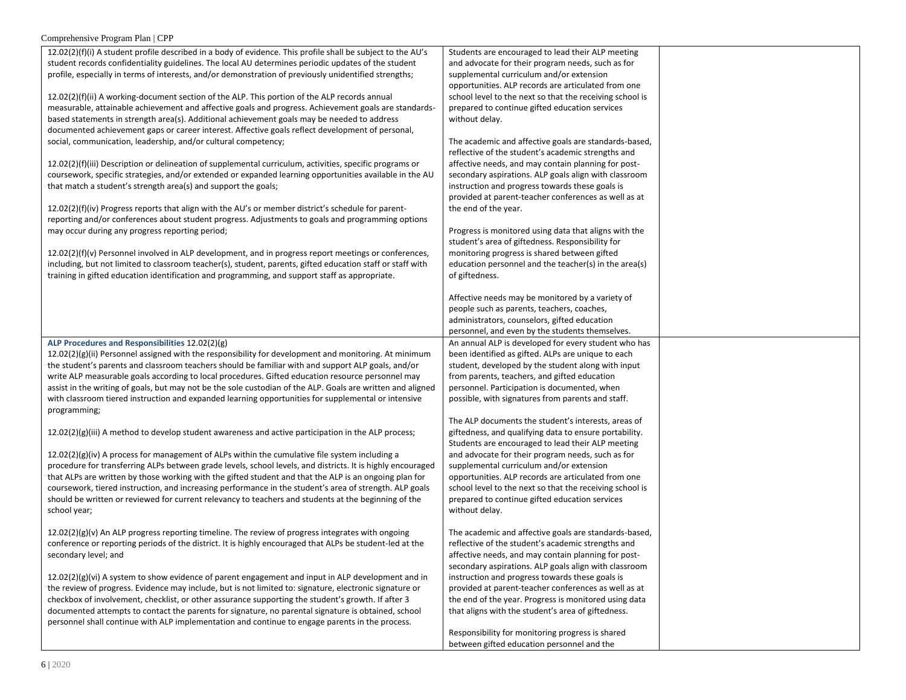| | | |
|---|---|---|
| 12.02(2)(f)(i) A student profile described in a body of evidence. This profile shall be subject to the AU's student records confidentiality guidelines. The local AU determines periodic updates of the student profile, especially in terms of interests, and/or demonstration of previously unidentified strengths;<br><br>12.02(2)(f)(ii) A working-document section of the ALP. This portion of the ALP records annual measurable, attainable achievement and affective goals and progress. Achievement goals are standards-based statements in strength area(s). Additional achievement goals may be needed to address documented achievement gaps or career interest. Affective goals reflect development of personal, social, communication, leadership, and/or cultural competency;<br><br>12.02(2)(f)(iii) Description or delineation of supplemental curriculum, activities, specific programs or coursework, specific strategies, and/or extended or expanded learning opportunities available in the AU that match a student's strength area(s) and support the goals;<br><br>12.02(2)(f)(iv) Progress reports that align with the AU's or member district's schedule for parent-reporting and/or conferences about student progress. Adjustments to goals and programming options may occur during any progress reporting period;<br><br>12.02(2)(f)(v) Personnel involved in ALP development, and in progress report meetings or conferences, including, but not limited to classroom teacher(s), student, parents, gifted education staff or staff with training in gifted education identification and programming, and support staff as appropriate. | Students are encouraged to lead their ALP meeting and advocate for their program needs, such as for supplemental curriculum and/or extension opportunities. ALP records are articulated from one school level to the next so that the receiving school is prepared to continue gifted education services without delay.<br><br>The academic and affective goals are standards-based, reflective of the student's academic strengths and affective needs, and may contain planning for post-secondary aspirations. ALP goals align with classroom instruction and progress towards these goals is provided at parent-teacher conferences as well as at the end of the year.<br><br>Progress is monitored using data that aligns with the student's area of giftedness. Responsibility for monitoring progress is shared between gifted education personnel and the teacher(s) in the area(s) of giftedness.<br><br>Affective needs may be monitored by a variety of people such as parents, teachers, coaches, administrators, counselors, gifted education personnel, and even by the students themselves. | |
| **ALP Procedures and Responsibilities** 12.02(2)(g)<br>12.02(2)(g)(ii) Personnel assigned with the responsibility for development and monitoring. At minimum the student's parents and classroom teachers should be familiar with and support ALP goals, and/or write ALP measurable goals according to local procedures. Gifted education resource personnel may assist in the writing of goals, but may not be the sole custodian of the ALP. Goals are written and aligned with classroom tiered instruction and expanded learning opportunities for supplemental or intensive programming;<br><br>12.02(2)(g)(iii) A method to develop student awareness and active participation in the ALP process;<br><br>12.02(2)(g)(iv) A process for management of ALPs within the cumulative file system including a procedure for transferring ALPs between grade levels, school levels, and districts. It is highly encouraged that ALPs are written by those working with the gifted student and that the ALP is an ongoing plan for coursework, tiered instruction, and increasing performance in the student's area of strength. ALP goals should be written or reviewed for current relevancy to teachers and students at the beginning of the school year;<br><br>12.02(2)(g)(v) An ALP progress reporting timeline. The review of progress integrates with ongoing conference or reporting periods of the district. It is highly encouraged that ALPs be student-led at the secondary level; and<br><br>12.02(2)(g)(vi) A system to show evidence of parent engagement and input in ALP development and in the review of progress. Evidence may include, but is not limited to: signature, electronic signature or checkbox of involvement, checklist, or other assurance supporting the student's growth. If after 3 documented attempts to contact the parents for signature, no parental signature is obtained, school personnel shall continue with ALP implementation and continue to engage parents in the process. | An annual ALP is developed for every student who has been identified as gifted. ALPs are unique to each student, developed by the student along with input from parents, teachers, and gifted education personnel. Participation is documented, when possible, with signatures from parents and staff.<br><br>The ALP documents the student's interests, areas of giftedness, and qualifying data to ensure portability. Students are encouraged to lead their ALP meeting and advocate for their program needs, such as for supplemental curriculum and/or extension opportunities. ALP records are articulated from one school level to the next so that the receiving school is prepared to continue gifted education services without delay.<br><br>The academic and affective goals are standards-based, reflective of the student's academic strengths and affective needs, and may contain planning for post-secondary aspirations. ALP goals align with classroom instruction and progress towards these goals is provided at parent-teacher conferences as well as at the end of the year. Progress is monitored using data that aligns with the student's area of giftedness.<br><br>Responsibility for monitoring progress is shared between gifted education personnel and the | |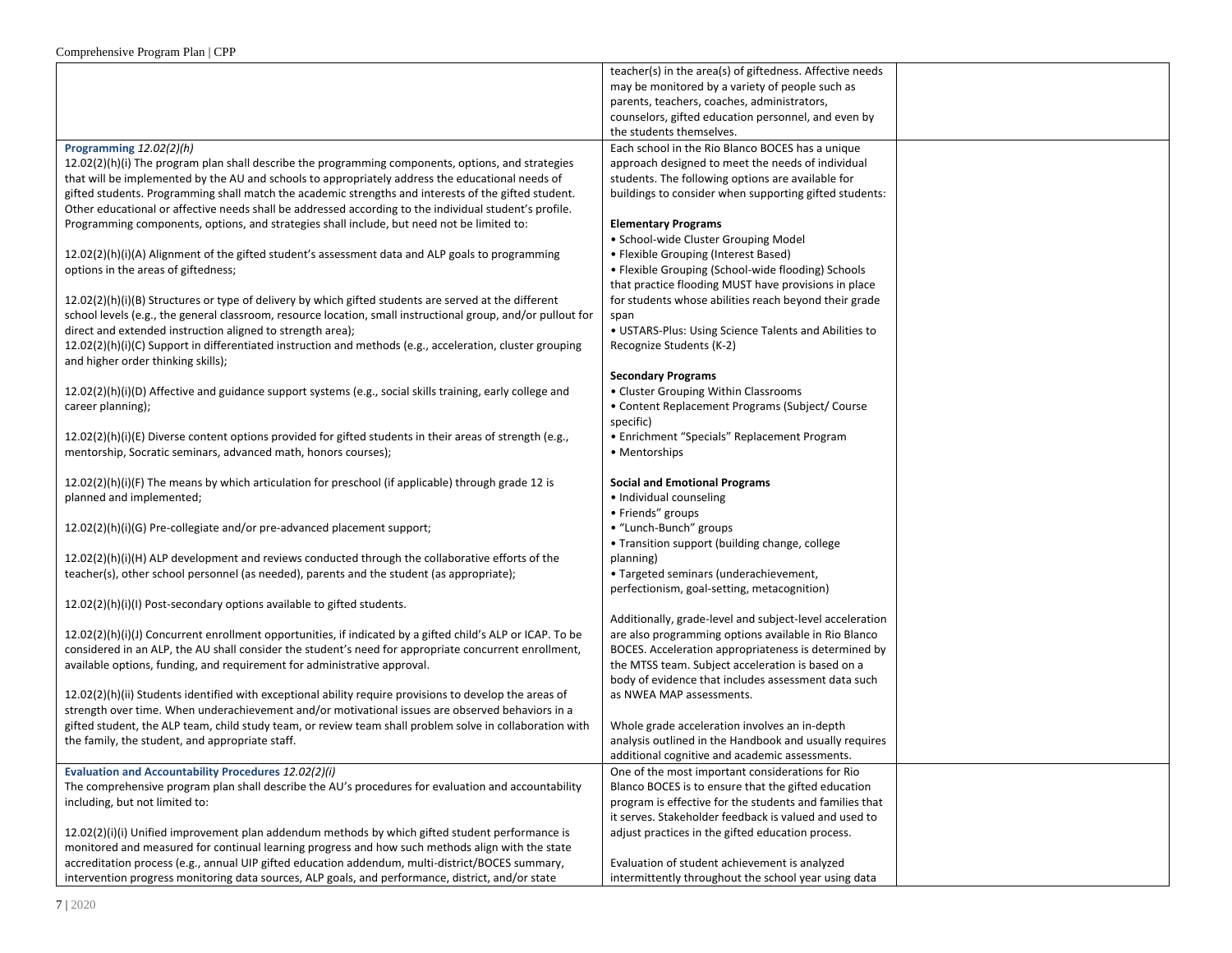| | | |
|---|---|---|
| | teacher(s) in the area(s) of giftedness. Affective needs may be monitored by a variety of people such as parents, teachers, coaches, administrators, counselors, gifted education personnel, and even by the students themselves. | |
| **Programming** *12.02(2)(h)*<br>12.02(2)(h)(i) The program plan shall describe the programming components, options, and strategies that will be implemented by the AU and schools to appropriately address the educational needs of gifted students. Programming shall match the academic strengths and interests of the gifted student. Other educational or affective needs shall be addressed according to the individual student's profile. Programming components, options, and strategies shall include, but need not be limited to:<br><br>12.02(2)(h)(i)(A) Alignment of the gifted student's assessment data and ALP goals to programming options in the areas of giftedness;<br><br>12.02(2)(h)(i)(B) Structures or type of delivery by which gifted students are served at the different school levels (e.g., the general classroom, resource location, small instructional group, and/or pullout for direct and extended instruction aligned to strength area);<br>12.02(2)(h)(i)(C) Support in differentiated instruction and methods (e.g., acceleration, cluster grouping and higher order thinking skills);<br><br>12.02(2)(h)(i)(D) Affective and guidance support systems (e.g., social skills training, early college and career planning);<br><br>12.02(2)(h)(i)(E) Diverse content options provided for gifted students in their areas of strength (e.g., mentorship, Socratic seminars, advanced math, honors courses);<br><br>12.02(2)(h)(i)(F) The means by which articulation for preschool (if applicable) through grade 12 is planned and implemented;<br><br>12.02(2)(h)(i)(G) Pre-collegiate and/or pre-advanced placement support;<br><br>12.02(2)(h)(i)(H) ALP development and reviews conducted through the collaborative efforts of the teacher(s), other school personnel (as needed), parents and the student (as appropriate);<br><br>12.02(2)(h)(i)(I) Post-secondary options available to gifted students.<br><br>12.02(2)(h)(i)(J) Concurrent enrollment opportunities, if indicated by a gifted child's ALP or ICAP. To be considered in an ALP, the AU shall consider the student's need for appropriate concurrent enrollment, available options, funding, and requirement for administrative approval.<br><br>12.02(2)(h)(ii) Students identified with exceptional ability require provisions to develop the areas of strength over time. When underachievement and/or motivational issues are observed behaviors in a gifted student, the ALP team, child study team, or review team shall problem solve in collaboration with the family, the student, and appropriate staff. | Each school in the Rio Blanco BOCES has a unique approach designed to meet the needs of individual students. The following options are available for buildings to consider when supporting gifted students:<br><br>**Elementary Programs**<br>• School-wide Cluster Grouping Model<br>• Flexible Grouping (Interest Based)<br>• Flexible Grouping (School-wide flooding) Schools that practice flooding MUST have provisions in place for students whose abilities reach beyond their grade span<br>• USTARS-Plus: Using Science Talents and Abilities to Recognize Students (K-2)<br><br>**Secondary Programs**<br>• Cluster Grouping Within Classrooms<br>• Content Replacement Programs (Subject/ Course specific)<br>• Enrichment "Specials" Replacement Program<br>• Mentorships<br><br>**Social and Emotional Programs**<br>• Individual counseling<br>• Friends" groups<br>• "Lunch-Bunch" groups<br>• Transition support (building change, college planning)<br>• Targeted seminars (underachievement, perfectionism, goal-setting, metacognition)<br><br>Additionally, grade-level and subject-level acceleration are also programming options available in Rio Blanco BOCES. Acceleration appropriateness is determined by the MTSS team. Subject acceleration is based on a body of evidence that includes assessment data such as NWEA MAP assessments.<br><br>Whole grade acceleration involves an in-depth analysis outlined in the Handbook and usually requires additional cognitive and academic assessments. | |
| **Evaluation and Accountability Procedures** *12.02(2)(i)*<br>The comprehensive program plan shall describe the AU's procedures for evaluation and accountability including, but not limited to:<br><br>12.02(2)(i)(i) Unified improvement plan addendum methods by which gifted student performance is monitored and measured for continual learning progress and how such methods align with the state accreditation process (e.g., annual UIP gifted education addendum, multi-district/BOCES summary, intervention progress monitoring data sources, ALP goals, and performance, district, and/or state | One of the most important considerations for Rio Blanco BOCES is to ensure that the gifted education program is effective for the students and families that it serves. Stakeholder feedback is valued and used to adjust practices in the gifted education process.<br><br>Evaluation of student achievement is analyzed intermittently throughout the school year using data | |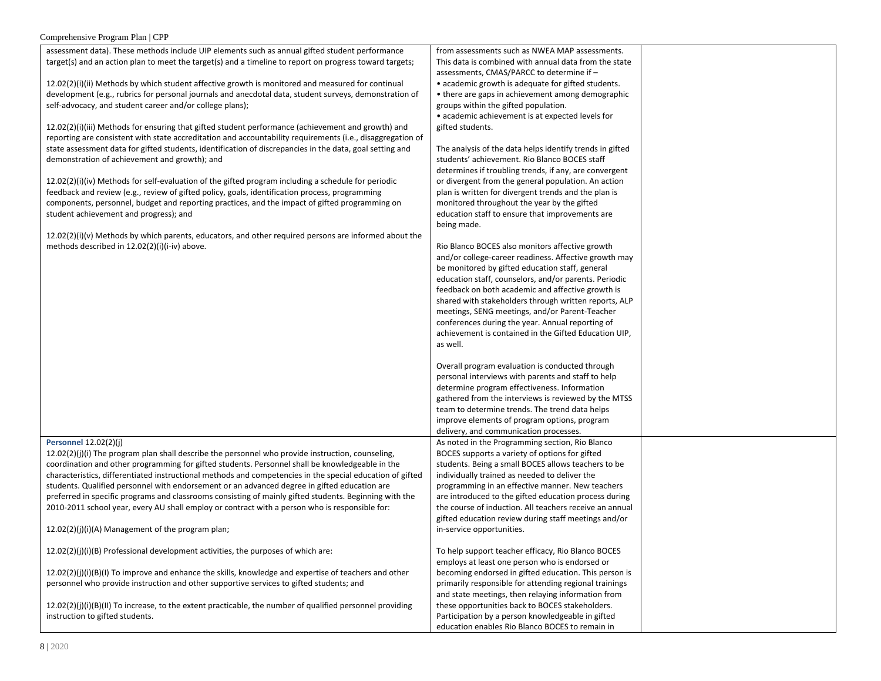| | | |
|---|---|---|
| assessment data). These methods include UIP elements such as annual gifted student performance target(s) and an action plan to meet the target(s) and a timeline to report on progress toward targets;<br><br>12.02(2)(i)(ii) Methods by which student affective growth is monitored and measured for continual development (e.g., rubrics for personal journals and anecdotal data, student surveys, demonstration of self-advocacy, and student career and/or college plans);<br><br>12.02(2)(i)(iii) Methods for ensuring that gifted student performance (achievement and growth) and reporting are consistent with state accreditation and accountability requirements (i.e., disaggregation of state assessment data for gifted students, identification of discrepancies in the data, goal setting and demonstration of achievement and growth); and<br><br>12.02(2)(i)(iv) Methods for self-evaluation of the gifted program including a schedule for periodic feedback and review (e.g., review of gifted policy, goals, identification process, programming components, personnel, budget and reporting practices, and the impact of gifted programming on student achievement and progress); and<br><br>12.02(2)(i)(v) Methods by which parents, educators, and other required persons are informed about the methods described in 12.02(2)(i)(i-iv) above. | from assessments such as NWEA MAP assessments. This data is combined with annual data from the state assessments, CMAS/PARCC to determine if –<br>• academic growth is adequate for gifted students.<br>• there are gaps in achievement among demographic groups within the gifted population.<br>• academic achievement is at expected levels for gifted students.<br><br>The analysis of the data helps identify trends in gifted students' achievement. Rio Blanco BOCES staff determines if troubling trends, if any, are convergent or divergent from the general population. An action plan is written for divergent trends and the plan is monitored throughout the year by the gifted education staff to ensure that improvements are being made.<br><br>Rio Blanco BOCES also monitors affective growth and/or college-career readiness. Affective growth may be monitored by gifted education staff, general education staff, counselors, and/or parents. Periodic feedback on both academic and affective growth is shared with stakeholders through written reports, ALP meetings, SENG meetings, and/or Parent-Teacher conferences during the year. Annual reporting of achievement is contained in the Gifted Education UIP, as well.<br><br>Overall program evaluation is conducted through personal interviews with parents and staff to help determine program effectiveness. Information gathered from the interviews is reviewed by the MTSS team to determine trends. The trend data helps improve elements of program options, program delivery, and communication processes. | |
| **Personnel** 12.02(2)(j)<br>12.02(2)(j)(i) The program plan shall describe the personnel who provide instruction, counseling, coordination and other programming for gifted students. Personnel shall be knowledgeable in the characteristics, differentiated instructional methods and competencies in the special education of gifted students. Qualified personnel with endorsement or an advanced degree in gifted education are preferred in specific programs and classrooms consisting of mainly gifted students. Beginning with the 2010-2011 school year, every AU shall employ or contract with a person who is responsible for:<br><br>12.02(2)(j)(i)(A) Management of the program plan;<br><br>12.02(2)(j)(i)(B) Professional development activities, the purposes of which are:<br><br>12.02(2)(j)(i)(B)(I) To improve and enhance the skills, knowledge and expertise of teachers and other personnel who provide instruction and other supportive services to gifted students; and<br><br>12.02(2)(j)(i)(B)(II) To increase, to the extent practicable, the number of qualified personnel providing instruction to gifted students. | As noted in the Programming section, Rio Blanco BOCES supports a variety of options for gifted students. Being a small BOCES allows teachers to be individually trained as needed to deliver the programming in an effective manner. New teachers are introduced to the gifted education process during the course of induction. All teachers receive an annual gifted education review during staff meetings and/or in-service opportunities.<br><br>To help support teacher efficacy, Rio Blanco BOCES employs at least one person who is endorsed or becoming endorsed in gifted education. This person is primarily responsible for attending regional trainings and state meetings, then relaying information from these opportunities back to BOCES stakeholders. Participation by a person knowledgeable in gifted education enables Rio Blanco BOCES to remain in | |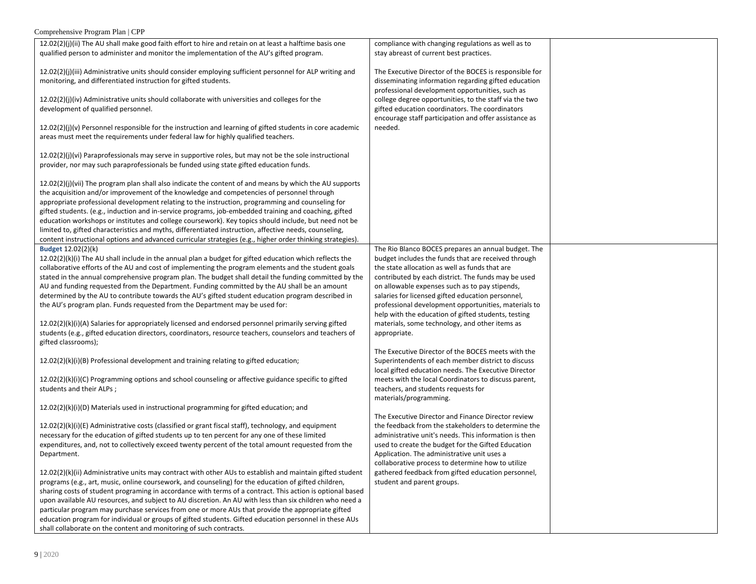| | | |
|---|---|---|
| 12.02(2)(j)(ii) The AU shall make good faith effort to hire and retain on at least a halftime basis one qualified person to administer and monitor the implementation of the AU's gifted program.<br><br>12.02(2)(j)(iii) Administrative units should consider employing sufficient personnel for ALP writing and monitoring, and differentiated instruction for gifted students.<br><br>12.02(2)(j)(iv) Administrative units should collaborate with universities and colleges for the development of qualified personnel.<br><br>12.02(2)(j)(v) Personnel responsible for the instruction and learning of gifted students in core academic areas must meet the requirements under federal law for highly qualified teachers.<br><br>12.02(2)(j)(vi) Paraprofessionals may serve in supportive roles, but may not be the sole instructional provider, nor may such paraprofessionals be funded using state gifted education funds.<br><br>12.02(2)(j)(vii) The program plan shall also indicate the content of and means by which the AU supports the acquisition and/or improvement of the knowledge and competencies of personnel through appropriate professional development relating to the instruction, programming and counseling for gifted students. (e.g., induction and in-service programs, job-embedded training and coaching, gifted education workshops or institutes and college coursework). Key topics should include, but need not be limited to, gifted characteristics and myths, differentiated instruction, affective needs, counseling, content instructional options and advanced curricular strategies (e.g., higher order thinking strategies). | compliance with changing regulations as well as to stay abreast of current best practices.<br><br>The Executive Director of the BOCES is responsible for disseminating information regarding gifted education professional development opportunities, such as college degree opportunities, to the staff via the two gifted education coordinators. The coordinators encourage staff participation and offer assistance as needed. | |
| **Budget** 12.02(2)(k)<br>12.02(2)(k)(i) The AU shall include in the annual plan a budget for gifted education which reflects the collaborative efforts of the AU and cost of implementing the program elements and the student goals stated in the annual comprehensive program plan. The budget shall detail the funding committed by the AU and funding requested from the Department. Funding committed by the AU shall be an amount determined by the AU to contribute towards the AU's gifted student education program described in the AU's program plan. Funds requested from the Department may be used for:<br><br>12.02(2)(k)(i)(A) Salaries for appropriately licensed and endorsed personnel primarily serving gifted students (e.g., gifted education directors, coordinators, resource teachers, counselors and teachers of gifted classrooms);<br><br>12.02(2)(k)(i)(B) Professional development and training relating to gifted education;<br><br>12.02(2)(k)(i)(C) Programming options and school counseling or affective guidance specific to gifted students and their ALPs ;<br><br>12.02(2)(k)(i)(D) Materials used in instructional programming for gifted education; and<br><br>12.02(2)(k)(i)(E) Administrative costs (classified or grant fiscal staff), technology, and equipment necessary for the education of gifted students up to ten percent for any one of these limited expenditures, and, not to collectively exceed twenty percent of the total amount requested from the Department.<br><br>12.02(2)(k)(ii) Administrative units may contract with other AUs to establish and maintain gifted student programs (e.g., art, music, online coursework, and counseling) for the education of gifted children, sharing costs of student programing in accordance with terms of a contract. This action is optional based upon available AU resources, and subject to AU discretion. An AU with less than six children who need a particular program may purchase services from one or more AUs that provide the appropriate gifted education program for individual or groups of gifted students. Gifted education personnel in these AUs shall collaborate on the content and monitoring of such contracts. | The Rio Blanco BOCES prepares an annual budget. The budget includes the funds that are received through the state allocation as well as funds that are contributed by each district. The funds may be used on allowable expenses such as to pay stipends, salaries for licensed gifted education personnel, professional development opportunities, materials to help with the education of gifted students, testing materials, some technology, and other items as appropriate.<br><br>The Executive Director of the BOCES meets with the Superintendents of each member district to discuss local gifted education needs. The Executive Director meets with the local Coordinators to discuss parent, teachers, and students requests for materials/programming.<br><br>The Executive Director and Finance Director review the feedback from the stakeholders to determine the administrative unit's needs. This information is then used to create the budget for the Gifted Education Application. The administrative unit uses a collaborative process to determine how to utilize gathered feedback from gifted education personnel, student and parent groups. | |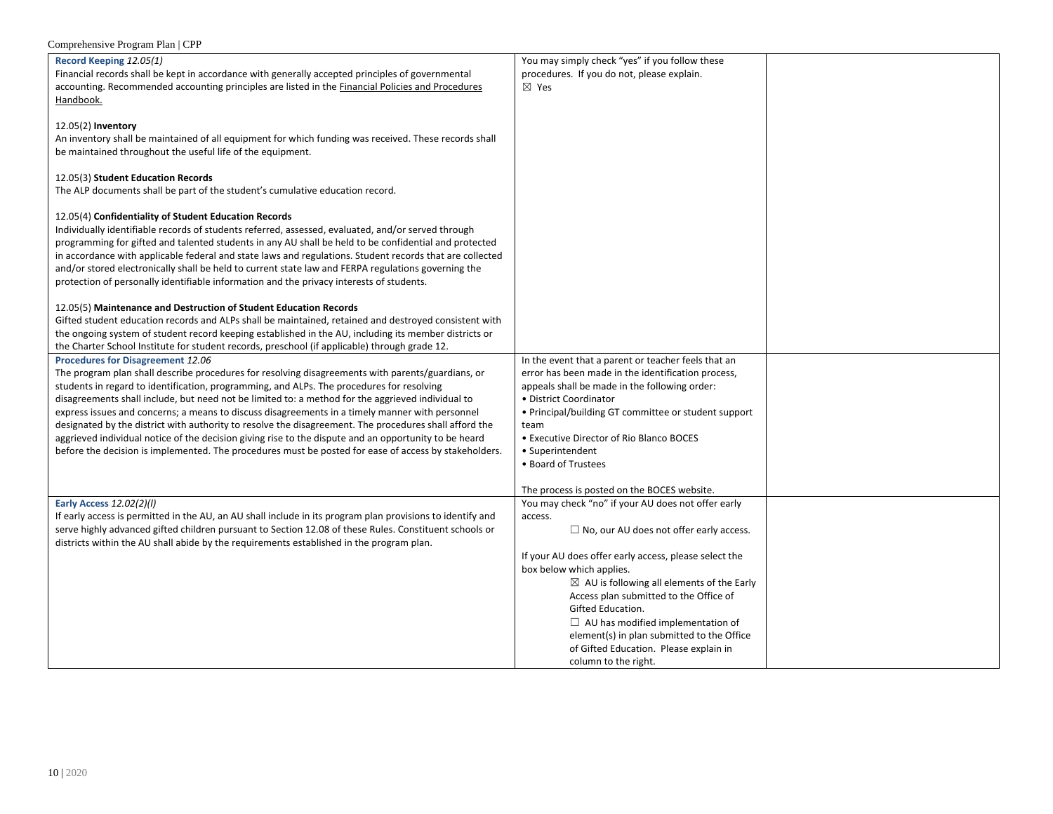| | | |
|---|---|---|
| **Record Keeping** *12.05(1)*<br>Financial records shall be kept in accordance with generally accepted principles of governmental accounting. Recommended accounting principles are listed in the Financial Policies and Procedures Handbook.<br><br>12.05(2) **Inventory**<br>An inventory shall be maintained of all equipment for which funding was received. These records shall be maintained throughout the useful life of the equipment.<br><br>12.05(3) **Student Education Records**<br>The ALP documents shall be part of the student's cumulative education record.<br><br>12.05(4) **Confidentiality of Student Education Records**<br>Individually identifiable records of students referred, assessed, evaluated, and/or served through programming for gifted and talented students in any AU shall be held to be confidential and protected in accordance with applicable federal and state laws and regulations. Student records that are collected and/or stored electronically shall be held to current state law and FERPA regulations governing the protection of personally identifiable information and the privacy interests of students.<br><br>12.05(5) **Maintenance and Destruction of Student Education Records**<br>Gifted student education records and ALPs shall be maintained, retained and destroyed consistent with the ongoing system of student record keeping established in the AU, including its member districts or the Charter School Institute for student records, preschool (if applicable) through grade 12. | You may simply check "yes" if you follow these procedures. If you do not, please explain.<br>☒ Yes | |
| **Procedures for Disagreement** *12.06*<br>The program plan shall describe procedures for resolving disagreements with parents/guardians, or students in regard to identification, programming, and ALPs. The procedures for resolving disagreements shall include, but need not be limited to: a method for the aggrieved individual to express issues and concerns; a means to discuss disagreements in a timely manner with personnel designated by the district with authority to resolve the disagreement. The procedures shall afford the aggrieved individual notice of the decision giving rise to the dispute and an opportunity to be heard before the decision is implemented. The procedures must be posted for ease of access by stakeholders. | In the event that a parent or teacher feels that an error has been made in the identification process, appeals shall be made in the following order:<br>• District Coordinator<br>• Principal/building GT committee or student support team<br>• Executive Director of Rio Blanco BOCES<br>• Superintendent<br>• Board of Trustees<br><br>The process is posted on the BOCES website. | |
| **Early Access** *12.02(2)(l)*<br>If early access is permitted in the AU, an AU shall include in its program plan provisions to identify and serve highly advanced gifted children pursuant to Section 12.08 of these Rules. Constituent schools or districts within the AU shall abide by the requirements established in the program plan. | You may check "no" if your AU does not offer early access.<br>☐ No, our AU does not offer early access.<br><br>If your AU does offer early access, please select the box below which applies.<br>☒ AU is following all elements of the Early Access plan submitted to the Office of Gifted Education.<br>☐ AU has modified implementation of element(s) in plan submitted to the Office of Gifted Education. Please explain in column to the right. | |